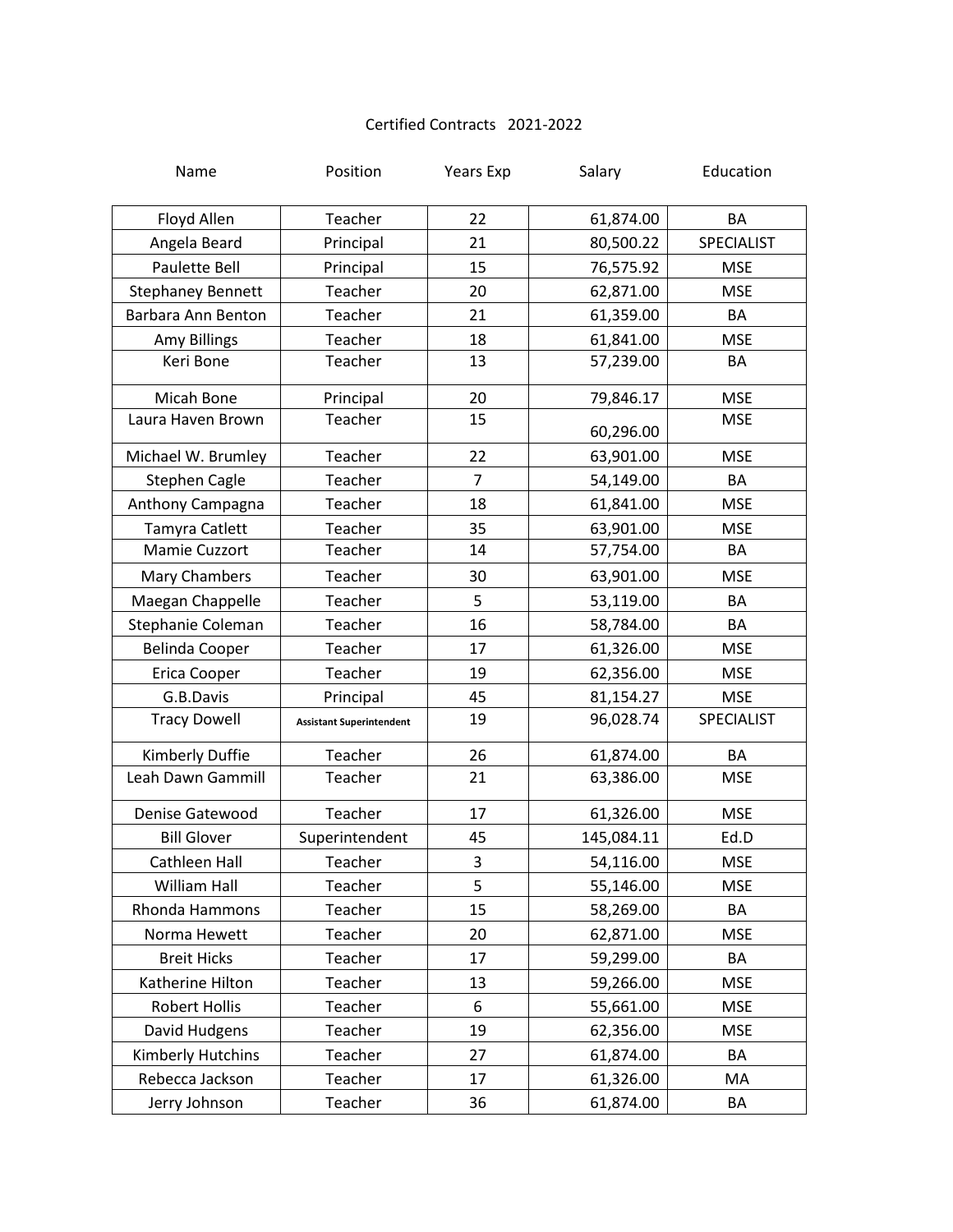# Certified Contracts 2021-2022

| Name | Position | Years Exp | Salary | Education |
|---|---|---|---|---|
| Floyd Allen | Teacher | 22 | 61,874.00 | BA |
| Angela Beard | Principal | 21 | 80,500.22 | SPECIALIST |
| Paulette Bell | Principal | 15 | 76,575.92 | MSE |
| Stephaney Bennett | Teacher | 20 | 62,871.00 | MSE |
| Barbara Ann Benton | Teacher | 21 | 61,359.00 | BA |
| Amy Billings | Teacher | 18 | 61,841.00 | MSE |
| Keri Bone | Teacher | 13 | 57,239.00 | BA |
| Micah Bone | Principal | 20 | 79,846.17 | MSE |
| Laura Haven Brown | Teacher | 15 | 60,296.00 | MSE |
| Michael W. Brumley | Teacher | 22 | 63,901.00 | MSE |
| Stephen Cagle | Teacher | 7 | 54,149.00 | BA |
| Anthony Campagna | Teacher | 18 | 61,841.00 | MSE |
| Tamyra Catlett | Teacher | 35 | 63,901.00 | MSE |
| Mamie Cuzzort | Teacher | 14 | 57,754.00 | BA |
| Mary Chambers | Teacher | 30 | 63,901.00 | MSE |
| Maegan Chappelle | Teacher | 5 | 53,119.00 | BA |
| Stephanie Coleman | Teacher | 16 | 58,784.00 | BA |
| Belinda Cooper | Teacher | 17 | 61,326.00 | MSE |
| Erica Cooper | Teacher | 19 | 62,356.00 | MSE |
| G.B.Davis | Principal | 45 | 81,154.27 | MSE |
| Tracy Dowell | Assistant Superintendent | 19 | 96,028.74 | SPECIALIST |
| Kimberly Duffie | Teacher | 26 | 61,874.00 | BA |
| Leah Dawn Gammill | Teacher | 21 | 63,386.00 | MSE |
| Denise Gatewood | Teacher | 17 | 61,326.00 | MSE |
| Bill Glover | Superintendent | 45 | 145,084.11 | Ed.D |
| Cathleen Hall | Teacher | 3 | 54,116.00 | MSE |
| William Hall | Teacher | 5 | 55,146.00 | MSE |
| Rhonda Hammons | Teacher | 15 | 58,269.00 | BA |
| Norma Hewett | Teacher | 20 | 62,871.00 | MSE |
| Breit Hicks | Teacher | 17 | 59,299.00 | BA |
| Katherine Hilton | Teacher | 13 | 59,266.00 | MSE |
| Robert Hollis | Teacher | 6 | 55,661.00 | MSE |
| David Hudgens | Teacher | 19 | 62,356.00 | MSE |
| Kimberly Hutchins | Teacher | 27 | 61,874.00 | BA |
| Rebecca Jackson | Teacher | 17 | 61,326.00 | MA |
| Jerry Johnson | Teacher | 36 | 61,874.00 | BA |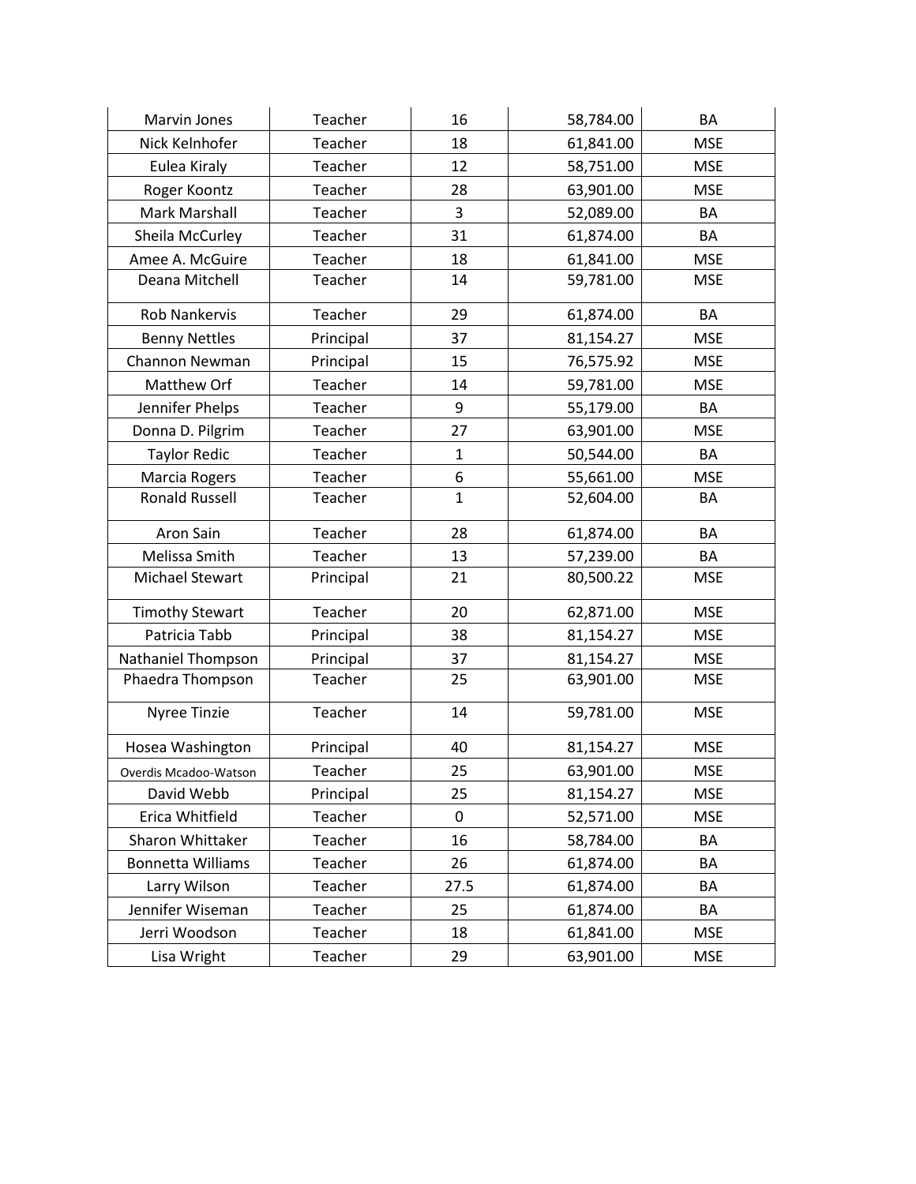| | | | | |
|---|---|---|---|---|
| Marvin Jones | Teacher | 16 | 58,784.00 | BA |
| Nick Kelnhofer | Teacher | 18 | 61,841.00 | MSE |
| Eulea Kiraly | Teacher | 12 | 58,751.00 | MSE |
| Roger Koontz | Teacher | 28 | 63,901.00 | MSE |
| Mark Marshall | Teacher | 3 | 52,089.00 | BA |
| Sheila McCurley | Teacher | 31 | 61,874.00 | BA |
| Amee A. McGuire | Teacher | 18 | 61,841.00 | MSE |
| Deana Mitchell | Teacher | 14 | 59,781.00 | MSE |
| Rob Nankervis | Teacher | 29 | 61,874.00 | BA |
| Benny Nettles | Principal | 37 | 81,154.27 | MSE |
| Channon Newman | Principal | 15 | 76,575.92 | MSE |
| Matthew Orf | Teacher | 14 | 59,781.00 | MSE |
| Jennifer Phelps | Teacher | 9 | 55,179.00 | BA |
| Donna D. Pilgrim | Teacher | 27 | 63,901.00 | MSE |
| Taylor Redic | Teacher | 1 | 50,544.00 | BA |
| Marcia Rogers | Teacher | 6 | 55,661.00 | MSE |
| Ronald Russell | Teacher | 1 | 52,604.00 | BA |
| Aron Sain | Teacher | 28 | 61,874.00 | BA |
| Melissa Smith | Teacher | 13 | 57,239.00 | BA |
| Michael Stewart | Principal | 21 | 80,500.22 | MSE |
| Timothy Stewart | Teacher | 20 | 62,871.00 | MSE |
| Patricia Tabb | Principal | 38 | 81,154.27 | MSE |
| Nathaniel Thompson | Principal | 37 | 81,154.27 | MSE |
| Phaedra Thompson | Teacher | 25 | 63,901.00 | MSE |
| Nyree Tinzie | Teacher | 14 | 59,781.00 | MSE |
| Hosea Washington | Principal | 40 | 81,154.27 | MSE |
| Overdis Mcadoo-Watson | Teacher | 25 | 63,901.00 | MSE |
| David Webb | Principal | 25 | 81,154.27 | MSE |
| Erica Whitfield | Teacher | 0 | 52,571.00 | MSE |
| Sharon Whittaker | Teacher | 16 | 58,784.00 | BA |
| Bonnetta Williams | Teacher | 26 | 61,874.00 | BA |
| Larry Wilson | Teacher | 27.5 | 61,874.00 | BA |
| Jennifer Wiseman | Teacher | 25 | 61,874.00 | BA |
| Jerri Woodson | Teacher | 18 | 61,841.00 | MSE |
| Lisa Wright | Teacher | 29 | 63,901.00 | MSE |